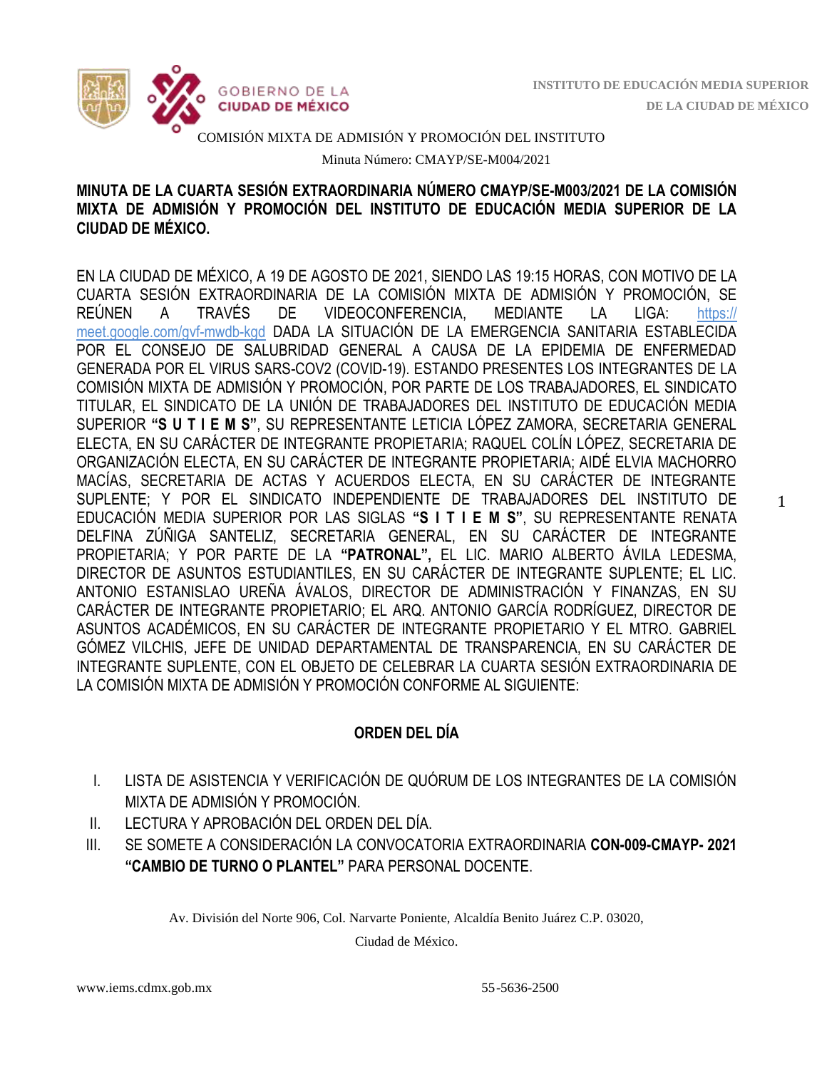GOBIERNO DE LA CIUDAD DE MÉXICO

INSTITUTO DE EDUCACIÓN MEDIA SUPERIOR DE LA CIUDAD DE MÉXICO

COMISIÓN MIXTA DE ADMISIÓN Y PROMOCIÓN DEL INSTITUTO

Minuta Número: CMAYP/SE-M004/2021

**MINUTA DE LA CUARTA SESIÓN EXTRAORDINARIA NÚMERO CMAYP/SE-M003/2021 DE LA COMISIÓN MIXTA DE ADMISIÓN Y PROMOCIÓN DEL INSTITUTO DE EDUCACIÓN MEDIA SUPERIOR DE LA CIUDAD DE MÉXICO.**

EN LA CIUDAD DE MÉXICO, A 19 DE AGOSTO DE 2021, SIENDO LAS 19:15 HORAS, CON MOTIVO DE LA CUARTA SESIÓN EXTRAORDINARIA DE LA COMISIÓN MIXTA DE ADMISIÓN Y PROMOCIÓN, SE REÚNEN A TRAVÉS DE VIDEOCONFERENCIA, MEDIANTE LA LIGA: https://meet.google.com/gvf-mwdb-kgd DADA LA SITUACIÓN DE LA EMERGENCIA SANITARIA ESTABLECIDA POR EL CONSEJO DE SALUBRIDAD GENERAL A CAUSA DE LA EPIDEMIA DE ENFERMEDAD GENERADA POR EL VIRUS SARS-COV2 (COVID-19). ESTANDO PRESENTES LOS INTEGRANTES DE LA COMISIÓN MIXTA DE ADMISIÓN Y PROMOCIÓN, POR PARTE DE LOS TRABAJADORES, EL SINDICATO TITULAR, EL SINDICATO DE LA UNIÓN DE TRABAJADORES DEL INSTITUTO DE EDUCACIÓN MEDIA SUPERIOR **"S U T I E M S"**, SU REPRESENTANTE LETICIA LÓPEZ ZAMORA, SECRETARIA GENERAL ELECTA, EN SU CARÁCTER DE INTEGRANTE PROPIETARIA; RAQUEL COLÍN LÓPEZ, SECRETARIA DE ORGANIZACIÓN ELECTA, EN SU CARÁCTER DE INTEGRANTE PROPIETARIA; AIDÉ ELVIA MACHORRO MACÍAS, SECRETARIA DE ACTAS Y ACUERDOS ELECTA, EN SU CARÁCTER DE INTEGRANTE SUPLENTE; Y POR EL SINDICATO INDEPENDIENTE DE TRABAJADORES DEL INSTITUTO DE EDUCACIÓN MEDIA SUPERIOR POR LAS SIGLAS **"S I T I E M S"**, SU REPRESENTANTE RENATA DELFINA ZÚÑIGA SANTELIZ, SECRETARIA GENERAL, EN SU CARÁCTER DE INTEGRANTE PROPIETARIA; Y POR PARTE DE LA **"PATRONAL",** EL LIC. MARIO ALBERTO ÁVILA LEDESMA, DIRECTOR DE ASUNTOS ESTUDIANTILES, EN SU CARÁCTER DE INTEGRANTE SUPLENTE; EL LIC. ANTONIO ESTANISLAO UREÑA ÁVALOS, DIRECTOR DE ADMINISTRACIÓN Y FINANZAS, EN SU CARÁCTER DE INTEGRANTE PROPIETARIO; EL ARQ. ANTONIO GARCÍA RODRÍGUEZ, DIRECTOR DE ASUNTOS ACADÉMICOS, EN SU CARÁCTER DE INTEGRANTE PROPIETARIO Y EL MTRO. GABRIEL GÓMEZ VILCHIS, JEFE DE UNIDAD DEPARTAMENTAL DE TRANSPARENCIA, EN SU CARÁCTER DE INTEGRANTE SUPLENTE, CON EL OBJETO DE CELEBRAR LA CUARTA SESIÓN EXTRAORDINARIA DE LA COMISIÓN MIXTA DE ADMISIÓN Y PROMOCIÓN CONFORME AL SIGUIENTE:

## ORDEN DEL DÍA

I. LISTA DE ASISTENCIA Y VERIFICACIÓN DE QUÓRUM DE LOS INTEGRANTES DE LA COMISIÓN MIXTA DE ADMISIÓN Y PROMOCIÓN.

II. LECTURA Y APROBACIÓN DEL ORDEN DEL DÍA.

III. SE SOMETE A CONSIDERACIÓN LA CONVOCATORIA EXTRAORDINARIA **CON-009-CMAYP- 2021 "CAMBIO DE TURNO O PLANTEL"** PARA PERSONAL DOCENTE.

Av. División del Norte 906, Col. Narvarte Poniente, Alcaldía Benito Juárez C.P. 03020, Ciudad de México.

www.iems.cdmx.gob.mx 55-5636-2500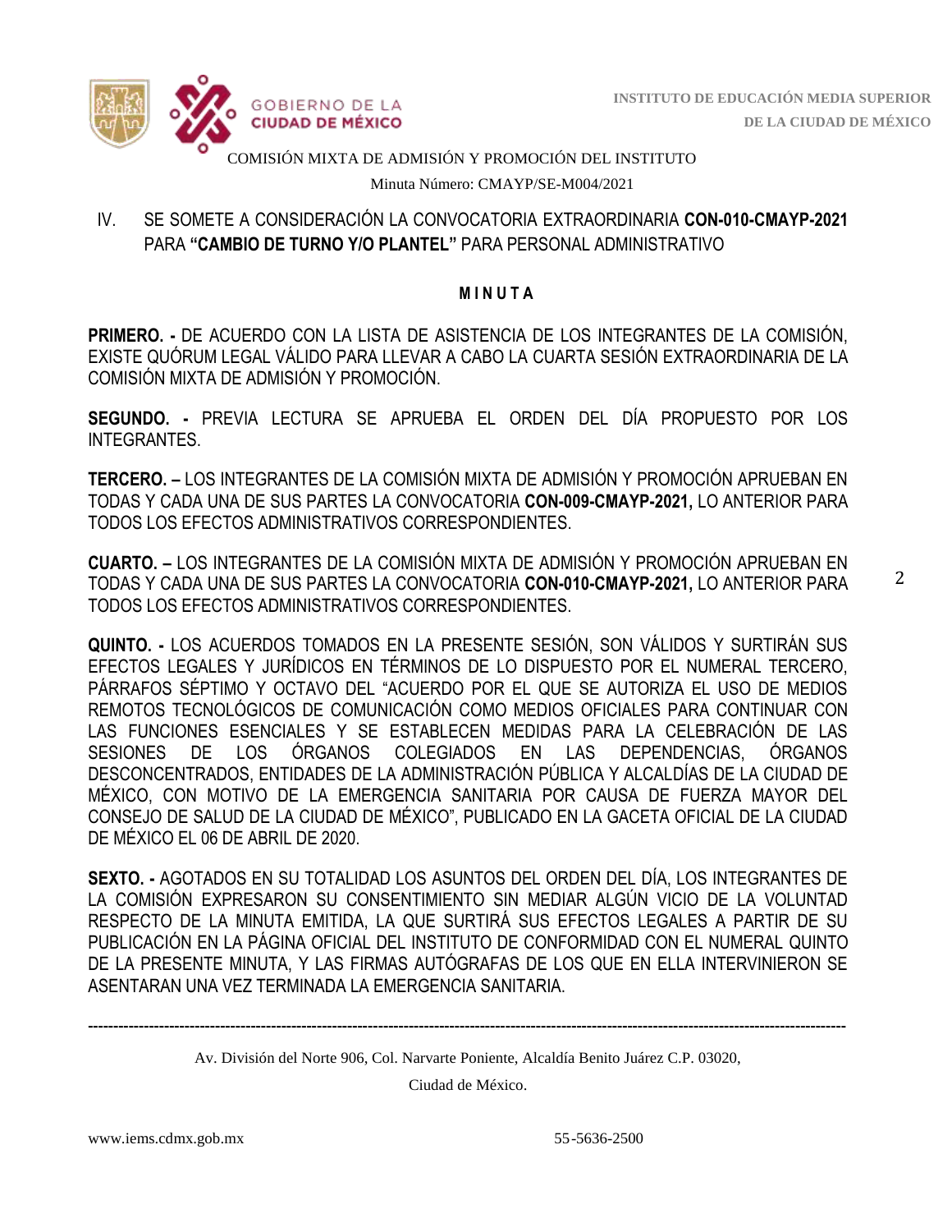COMISIÓN MIXTA DE ADMISIÓN Y PROMOCIÓN DEL INSTITUTO

Minuta Número: CMAYP/SE-M004/2021

IV. SE SOMETE A CONSIDERACIÓN LA CONVOCATORIA EXTRAORDINARIA **CON-010-CMAYP-2021** PARA **"CAMBIO DE TURNO Y/O PLANTEL"** PARA PERSONAL ADMINISTRATIVO

**M I N U T A**

**PRIMERO. -** DE ACUERDO CON LA LISTA DE ASISTENCIA DE LOS INTEGRANTES DE LA COMISIÓN, EXISTE QUÓRUM LEGAL VÁLIDO PARA LLEVAR A CABO LA CUARTA SESIÓN EXTRAORDINARIA DE LA COMISIÓN MIXTA DE ADMISIÓN Y PROMOCIÓN.

**SEGUNDO. -** PREVIA LECTURA SE APRUEBA EL ORDEN DEL DÍA PROPUESTO POR LOS INTEGRANTES.

**TERCERO. –** LOS INTEGRANTES DE LA COMISIÓN MIXTA DE ADMISIÓN Y PROMOCIÓN APRUEBAN EN TODAS Y CADA UNA DE SUS PARTES LA CONVOCATORIA **CON-009-CMAYP-2021,** LO ANTERIOR PARA TODOS LOS EFECTOS ADMINISTRATIVOS CORRESPONDIENTES.

**CUARTO. –** LOS INTEGRANTES DE LA COMISIÓN MIXTA DE ADMISIÓN Y PROMOCIÓN APRUEBAN EN TODAS Y CADA UNA DE SUS PARTES LA CONVOCATORIA **CON-010-CMAYP-2021,** LO ANTERIOR PARA TODOS LOS EFECTOS ADMINISTRATIVOS CORRESPONDIENTES.

**QUINTO. -** LOS ACUERDOS TOMADOS EN LA PRESENTE SESIÓN, SON VÁLIDOS Y SURTIRÁN SUS EFECTOS LEGALES Y JURÍDICOS EN TÉRMINOS DE LO DISPUESTO POR EL NUMERAL TERCERO, PÁRRAFOS SÉPTIMO Y OCTAVO DEL "ACUERDO POR EL QUE SE AUTORIZA EL USO DE MEDIOS REMOTOS TECNOLÓGICOS DE COMUNICACIÓN COMO MEDIOS OFICIALES PARA CONTINUAR CON LAS FUNCIONES ESENCIALES Y SE ESTABLECEN MEDIDAS PARA LA CELEBRACIÓN DE LAS SESIONES DE LOS ÓRGANOS COLEGIADOS EN LAS DEPENDENCIAS, ÓRGANOS DESCONCENTRADOS, ENTIDADES DE LA ADMINISTRACIÓN PÚBLICA Y ALCALDÍAS DE LA CIUDAD DE MÉXICO, CON MOTIVO DE LA EMERGENCIA SANITARIA POR CAUSA DE FUERZA MAYOR DEL CONSEJO DE SALUD DE LA CIUDAD DE MÉXICO", PUBLICADO EN LA GACETA OFICIAL DE LA CIUDAD DE MÉXICO EL 06 DE ABRIL DE 2020.

**SEXTO. -** AGOTADOS EN SU TOTALIDAD LOS ASUNTOS DEL ORDEN DEL DÍA, LOS INTEGRANTES DE LA COMISIÓN EXPRESARON SU CONSENTIMIENTO SIN MEDIAR ALGÚN VICIO DE LA VOLUNTAD RESPECTO DE LA MINUTA EMITIDA, LA QUE SURTIRÁ SUS EFECTOS LEGALES A PARTIR DE SU PUBLICACIÓN EN LA PÁGINA OFICIAL DEL INSTITUTO DE CONFORMIDAD CON EL NUMERAL QUINTO DE LA PRESENTE MINUTA, Y LAS FIRMAS AUTÓGRAFAS DE LOS QUE EN ELLA INTERVINIERON SE ASENTARAN UNA VEZ TERMINADA LA EMERGENCIA SANITARIA.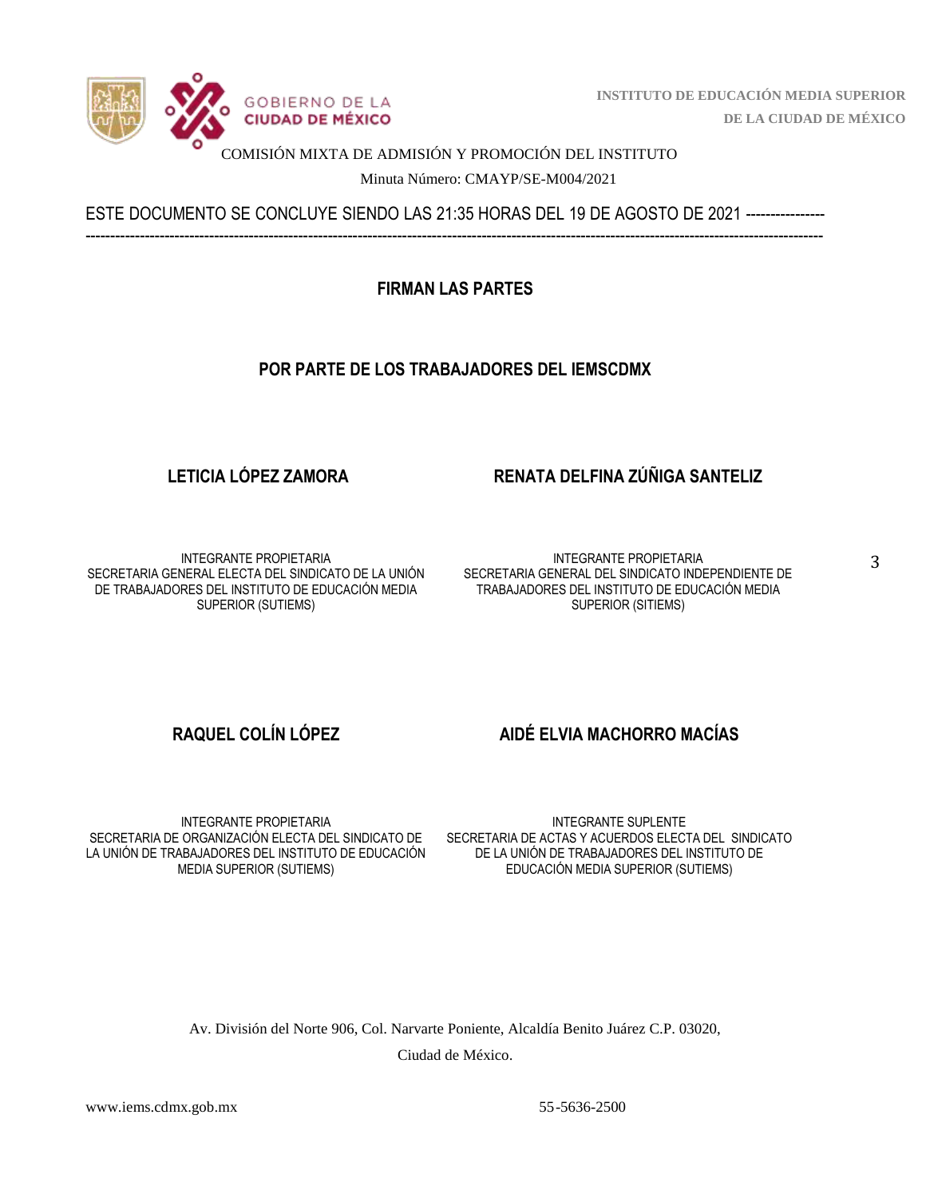COMISIÓN MIXTA DE ADMISIÓN Y PROMOCIÓN DEL INSTITUTO

Minuta Número: CMAYP/SE-M004/2021

ESTE DOCUMENTO SE CONCLUYE SIENDO LAS 21:35 HORAS DEL 19 DE AGOSTO DE 2021 ---------------------------------------------------------------------------------------------------------------------------------------------------------

**FIRMAN LAS PARTES**

**POR PARTE DE LOS TRABAJADORES DEL IEMSCDMX**

**LETICIA LÓPEZ ZAMORA**

INTEGRANTE PROPIETARIA
SECRETARIA GENERAL ELECTA DEL SINDICATO DE LA UNIÓN DE TRABAJADORES DEL INSTITUTO DE EDUCACIÓN MEDIA SUPERIOR (SUTIEMS)

**RENATA DELFINA ZÚÑIGA SANTELIZ**

INTEGRANTE PROPIETARIA
SECRETARIA GENERAL DEL SINDICATO INDEPENDIENTE DE TRABAJADORES DEL INSTITUTO DE EDUCACIÓN MEDIA SUPERIOR (SITIEMS)

**RAQUEL COLÍN LÓPEZ**

INTEGRANTE PROPIETARIA
SECRETARIA DE ORGANIZACIÓN ELECTA DEL SINDICATO DE LA UNIÓN DE TRABAJADORES DEL INSTITUTO DE EDUCACIÓN MEDIA SUPERIOR (SUTIEMS)

**AIDÉ ELVIA MACHORRO MACÍAS**

INTEGRANTE SUPLENTE
SECRETARIA DE ACTAS Y ACUERDOS ELECTA DEL SINDICATO DE LA UNIÓN DE TRABAJADORES DEL INSTITUTO DE EDUCACIÓN MEDIA SUPERIOR (SUTIEMS)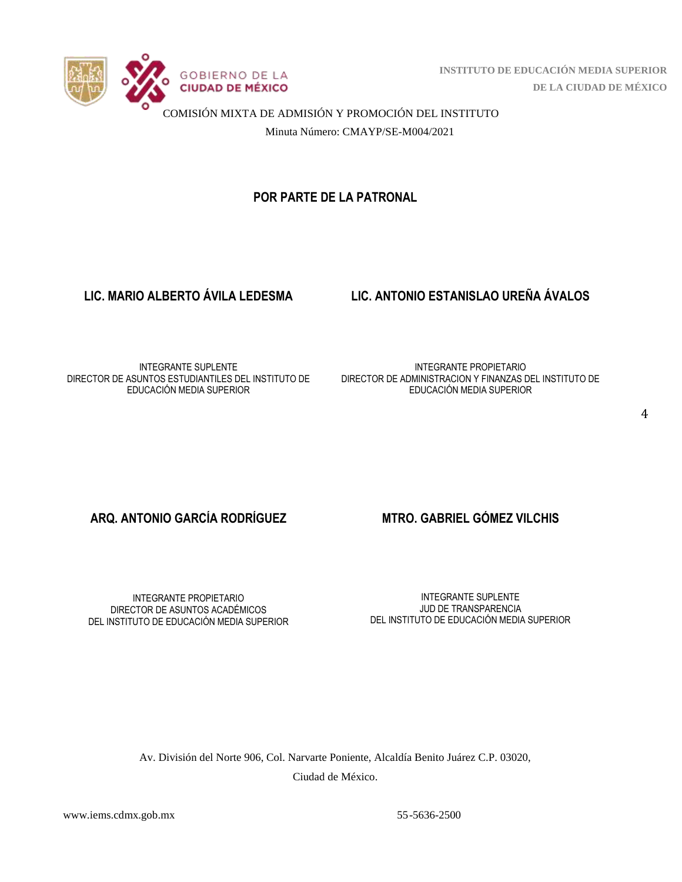## POR PARTE DE LA PATRONAL

**LIC. MARIO ALBERTO ÁVILA LEDESMA**

INTEGRANTE SUPLENTE
DIRECTOR DE ASUNTOS ESTUDIANTILES DEL INSTITUTO DE EDUCACIÓN MEDIA SUPERIOR

**LIC. ANTONIO ESTANISLAO UREÑA ÁVALOS**

INTEGRANTE PROPIETARIO
DIRECTOR DE ADMINISTRACION Y FINANZAS DEL INSTITUTO DE EDUCACIÓN MEDIA SUPERIOR

**ARQ. ANTONIO GARCÍA RODRÍGUEZ**

INTEGRANTE PROPIETARIO
DIRECTOR DE ASUNTOS ACADÉMICOS
DEL INSTITUTO DE EDUCACIÓN MEDIA SUPERIOR

**MTRO. GABRIEL GÓMEZ VILCHIS**

INTEGRANTE SUPLENTE
JUD DE TRANSPARENCIA
DEL INSTITUTO DE EDUCACIÓN MEDIA SUPERIOR